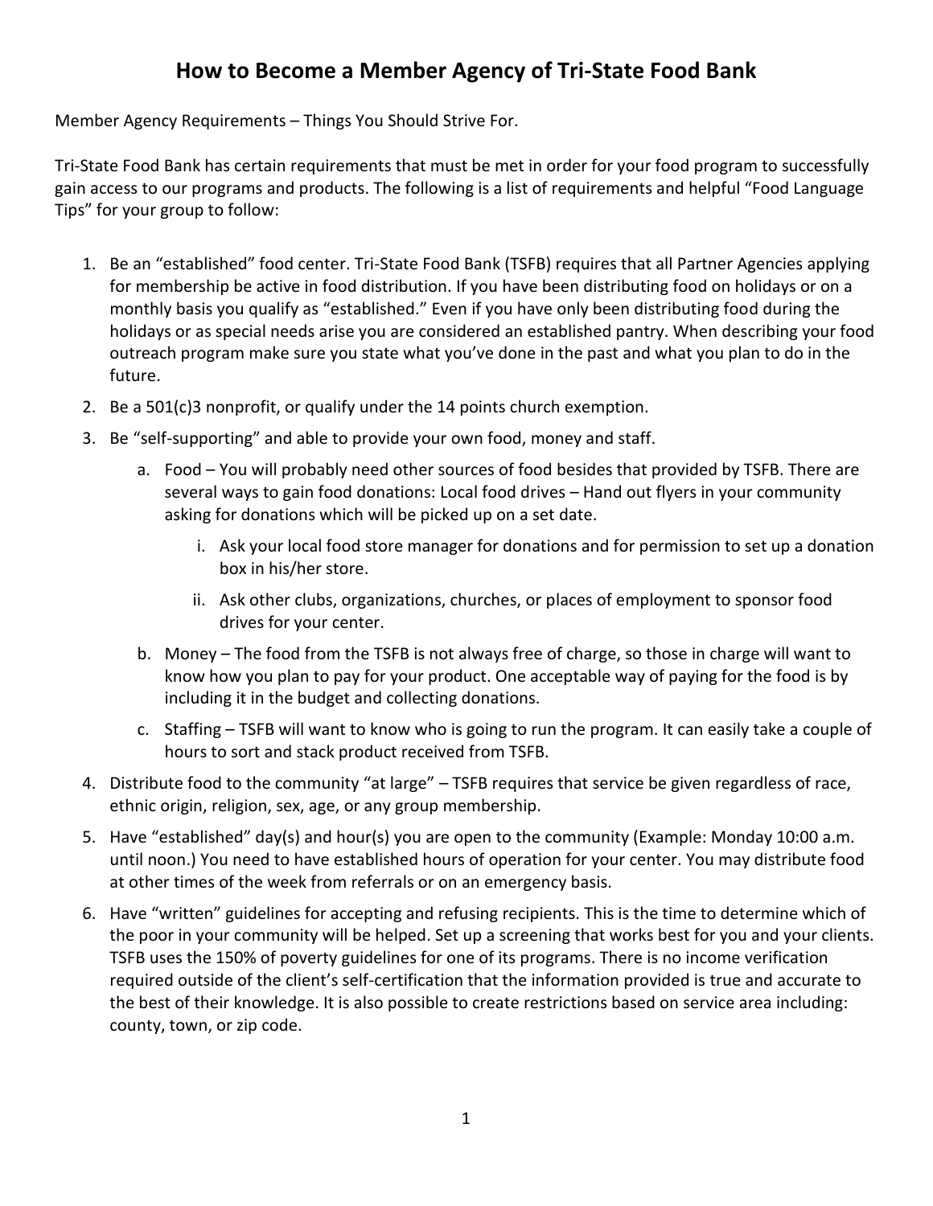# How to Become a Member Agency of Tri-State Food Bank

Member Agency Requirements – Things You Should Strive For.

Tri-State Food Bank has certain requirements that must be met in order for your food program to successfully gain access to our programs and products. The following is a list of requirements and helpful "Food Language Tips" for your group to follow:

1. Be an "established" food center. Tri-State Food Bank (TSFB) requires that all Partner Agencies applying for membership be active in food distribution. If you have been distributing food on holidays or on a monthly basis you qualify as "established." Even if you have only been distributing food during the holidays or as special needs arise you are considered an established pantry. When describing your food outreach program make sure you state what you've done in the past and what you plan to do in the future.
2. Be a 501(c)3 nonprofit, or qualify under the 14 points church exemption.
3. Be "self-supporting" and able to provide your own food, money and staff.
   a. Food – You will probably need other sources of food besides that provided by TSFB. There are several ways to gain food donations: Local food drives – Hand out flyers in your community asking for donations which will be picked up on a set date.
      i. Ask your local food store manager for donations and for permission to set up a donation box in his/her store.
      ii. Ask other clubs, organizations, churches, or places of employment to sponsor food drives for your center.

   b. Money – The food from the TSFB is not always free of charge, so those in charge will want to know how you plan to pay for your product. One acceptable way of paying for the food is by including it in the budget and collecting donations.
   c. Staffing – TSFB will want to know who is going to run the program. It can easily take a couple of hours to sort and stack product received from TSFB.
4. Distribute food to the community "at large" – TSFB requires that service be given regardless of race, ethnic origin, religion, sex, age, or any group membership.
5. Have "established" day(s) and hour(s) you are open to the community (Example: Monday 10:00 a.m. until noon.) You need to have established hours of operation for your center. You may distribute food at other times of the week from referrals or on an emergency basis.
6. Have "written" guidelines for accepting and refusing recipients. This is the time to determine which of the poor in your community will be helped. Set up a screening that works best for you and your clients. TSFB uses the 150% of poverty guidelines for one of its programs. There is no income verification required outside of the client's self-certification that the information provided is true and accurate to the best of their knowledge. It is also possible to create restrictions based on service area including: county, town, or zip code.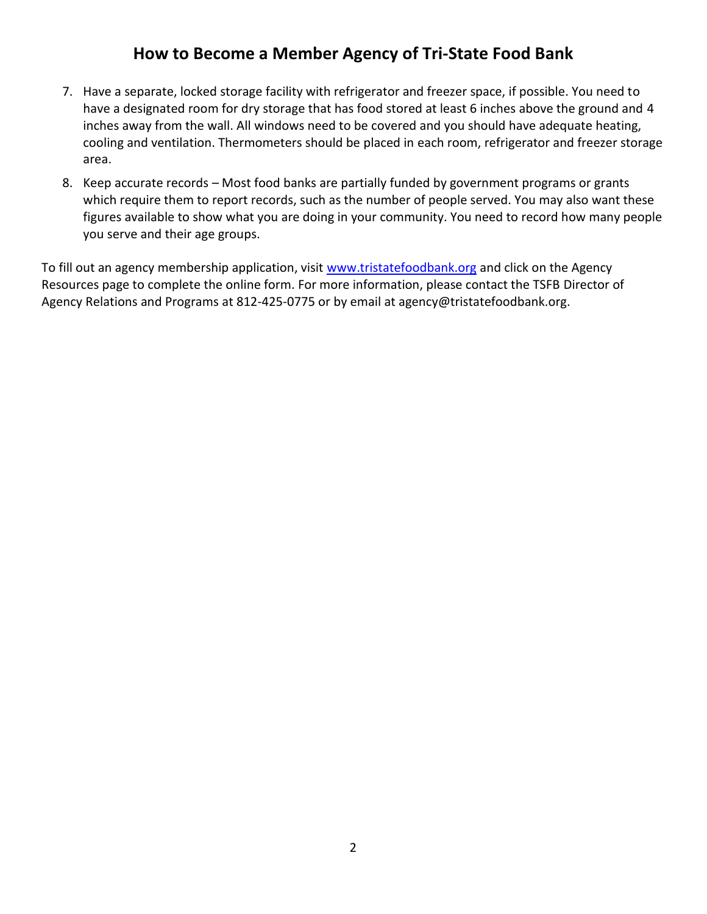# How to Become a Member Agency of Tri-State Food Bank

7. Have a separate, locked storage facility with refrigerator and freezer space, if possible. You need to have a designated room for dry storage that has food stored at least 6 inches above the ground and 4 inches away from the wall. All windows need to be covered and you should have adequate heating, cooling and ventilation. Thermometers should be placed in each room, refrigerator and freezer storage area.
8. Keep accurate records – Most food banks are partially funded by government programs or grants which require them to report records, such as the number of people served. You may also want these figures available to show what you are doing in your community. You need to record how many people you serve and their age groups.

To fill out an agency membership application, visit [www.tristatefoodbank.org](http://www.tristatefoodbank.org) and click on the Agency Resources page to complete the online form. For more information, please contact the TSFB Director of Agency Relations and Programs at 812-425-0775 or by email at agency@tristatefoodbank.org.